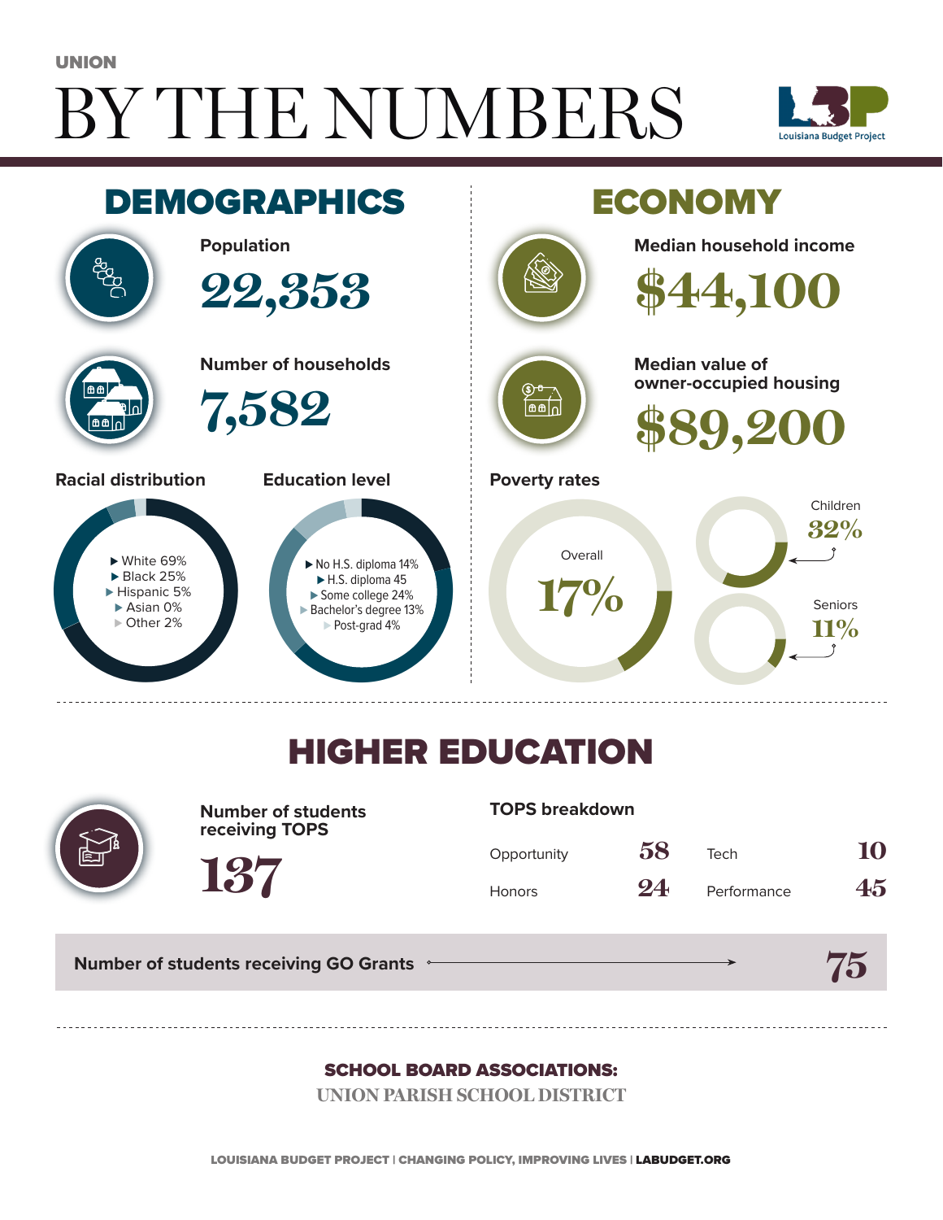UNION

# BY THE NUMBERS

Louisiana Budget Project

## DEMOGRAPHICS

**Population**

22,353

**Number of households**

7,582

**Racial distribution**

- White 69%
- Black 25%
- Hispanic 5%
- Asian 0%
- Other 2%

**Education level**

- No H.S. diploma 14%
- H.S. diploma 45
- Some college 24%
- Bachelor's degree 13%
- Post-grad 4%

## ECONOMY

**Median household income**

$44,100

**Median value of owner-occupied housing**

$89,200

**Poverty rates**

Overall 17%

Children 32%

Seniors 11%

## HIGHER EDUCATION

**Number of students receiving TOPS**

137

**TOPS breakdown**

| | | | |
|---|---|---|---|
| Opportunity | 58 | Tech | 10 |
| Honors | 24 | Performance | 45 |

**Number of students receiving GO Grants** 75

**SCHOOL BOARD ASSOCIATIONS:**

UNION PARISH SCHOOL DISTRICT

LOUISIANA BUDGET PROJECT | CHANGING POLICY, IMPROVING LIVES | LABUDGET.ORG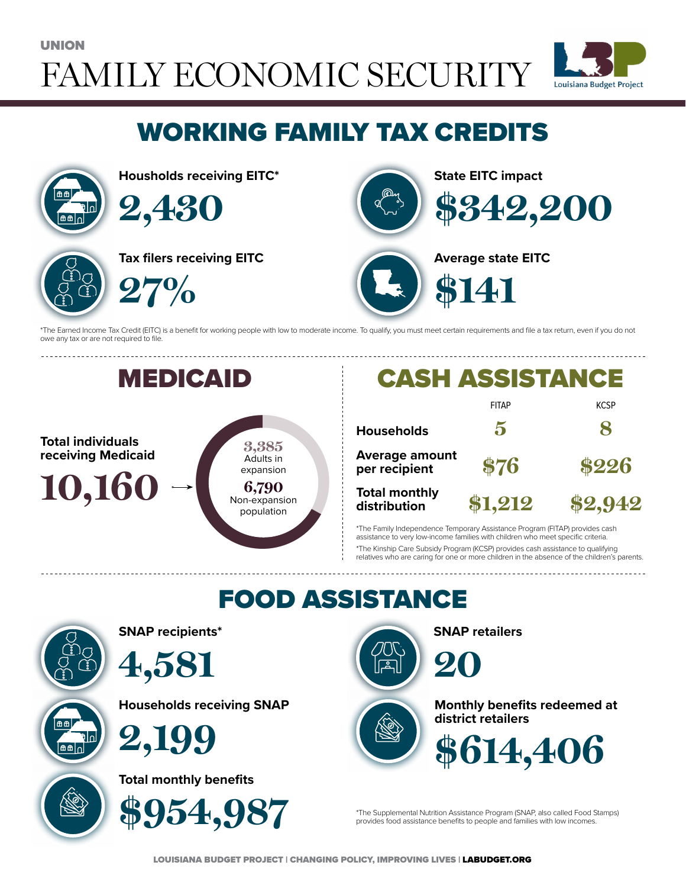UNION

# FAMILY ECONOMIC SECURITY

Louisiana Budget Project

## WORKING FAMILY TAX CREDITS

**Households receiving EITC***

**2,430**

**State EITC impact**

**$342,200**

**Tax filers receiving EITC**

**27%**

**Average state EITC**

**$141**

*The Earned Income Tax Credit (EITC) is a benefit for working people with low to moderate income. To qualify, you must meet certain requirements and file a tax return, even if you do not owe any tax or are not required to file.

## MEDICAID

**Total individuals receiving Medicaid**

**10,160**

3,385
Adults in expansion

6,790
Non-expansion population

## CASH ASSISTANCE

| | FITAP | KCSP |
|---|---|---|
| Households | 5 | 8 |
| Average amount per recipient | $76 | $226 |
| Total monthly distribution | $1,212 | $2,942 |

*The Family Independence Temporary Assistance Program (FITAP) provides cash assistance to very low-income families with children who meet specific criteria.

*The Kinship Care Subsidy Program (KCSP) provides cash assistance to qualifying relatives who are caring for one or more children in the absence of the children's parents.

## FOOD ASSISTANCE

**SNAP recipients***

**4,581**

**Households receiving SNAP**

**2,199**

**Total monthly benefits**

**$954,987**

**SNAP retailers**

**20**

**Monthly benefits redeemed at district retailers**

**$614,406**

*The Supplemental Nutrition Assistance Program (SNAP, also called Food Stamps) provides food assistance benefits to people and families with low incomes.

LOUISIANA BUDGET PROJECT | CHANGING POLICY, IMPROVING LIVES | LABUDGET.ORG